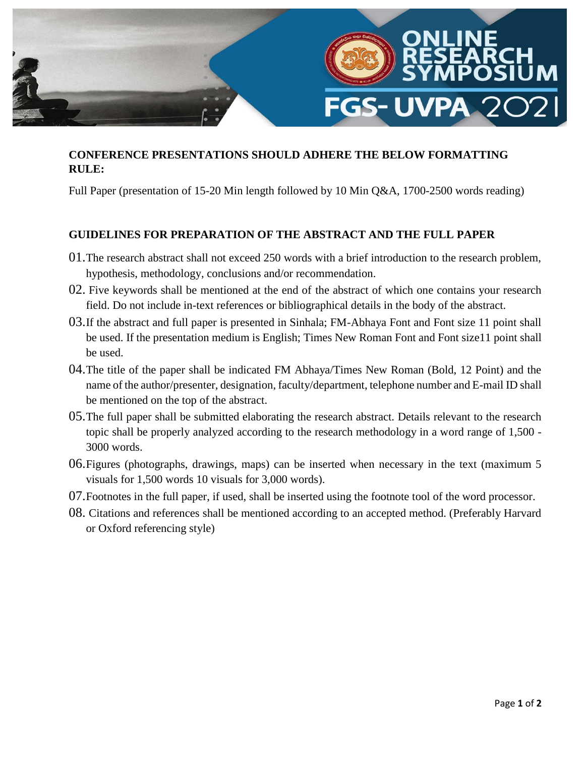## CONFERENCE PRESENTATIONS SHOULD ADHERE THE BELOW FORMATTING RULE:

Full Paper (presentation of 15-20 Min length followed by 10 Min Q&A, 1700-2500 words reading)

## GUIDELINES FOR PREPARATION OF THE ABSTRACT AND THE FULL PAPER

01. The research abstract shall not exceed 250 words with a brief introduction to the research problem, hypothesis, methodology, conclusions and/or recommendation.
02. Five keywords shall be mentioned at the end of the abstract of which one contains your research field. Do not include in-text references or bibliographical details in the body of the abstract.
03. If the abstract and full paper is presented in Sinhala; FM-Abhaya Font and Font size 11 point shall be used. If the presentation medium is English; Times New Roman Font and Font size11 point shall be used.
04. The title of the paper shall be indicated FM Abhaya/Times New Roman (Bold, 12 Point) and the name of the author/presenter, designation, faculty/department, telephone number and E-mail ID shall be mentioned on the top of the abstract.
05. The full paper shall be submitted elaborating the research abstract. Details relevant to the research topic shall be properly analyzed according to the research methodology in a word range of 1,500 - 3000 words.
06. Figures (photographs, drawings, maps) can be inserted when necessary in the text (maximum 5 visuals for 1,500 words 10 visuals for 3,000 words).
07. Footnotes in the full paper, if used, shall be inserted using the footnote tool of the word processor.
08. Citations and references shall be mentioned according to an accepted method. (Preferably Harvard or Oxford referencing style)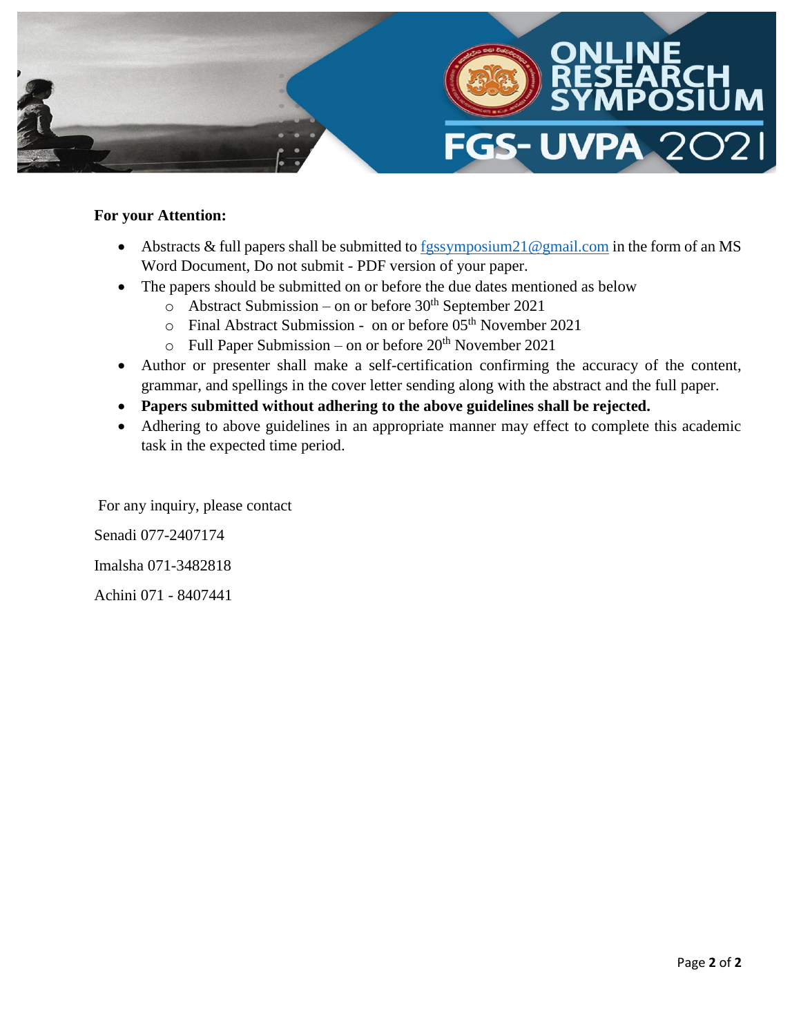**For your Attention:**

- Abstracts & full papers shall be submitted to fgssymposium21@gmail.com in the form of an MS Word Document, Do not submit - PDF version of your paper.
- The papers should be submitted on or before the due dates mentioned as below
  - Abstract Submission – on or before 30th September 2021
  - Final Abstract Submission - on or before 05th November 2021
  - Full Paper Submission – on or before 20th November 2021
- Author or presenter shall make a self-certification confirming the accuracy of the content, grammar, and spellings in the cover letter sending along with the abstract and the full paper.
- **Papers submitted without adhering to the above guidelines shall be rejected.**
- Adhering to above guidelines in an appropriate manner may effect to complete this academic task in the expected time period.

For any inquiry, please contact

Senadi 077-2407174

Imalsha 071-3482818

Achini 071 - 8407441